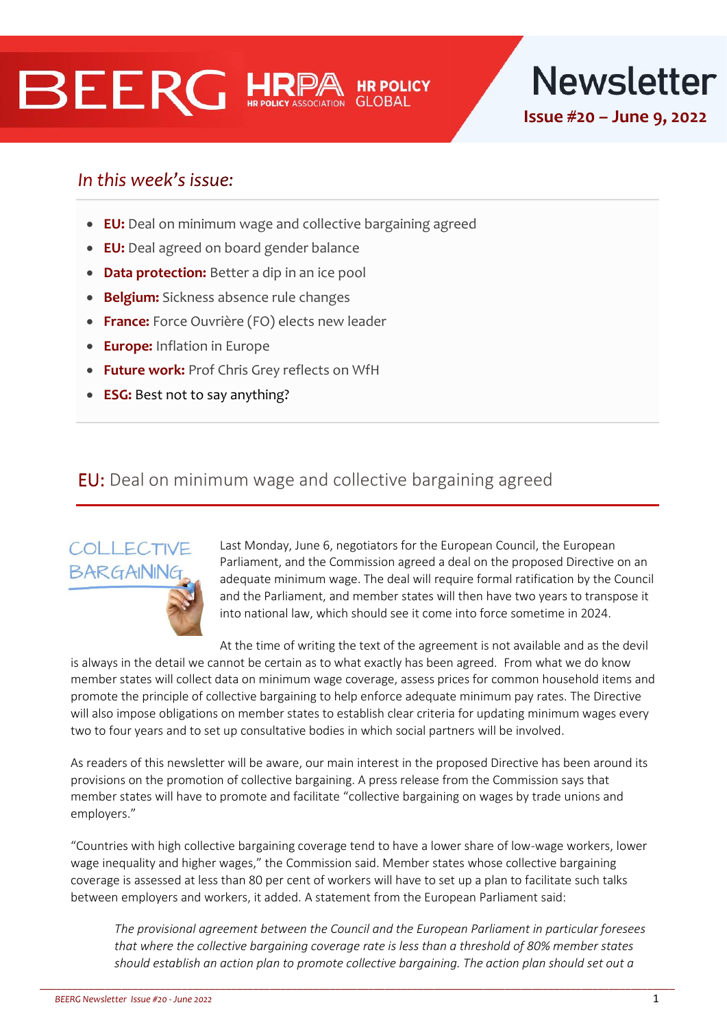# BEERG Newsletter

**Issue #20 – June 9, 2022**

## *In this week's issue:*

- **EU:** Deal on minimum wage and collective bargaining agreed
- **EU:** Deal agreed on board gender balance
- **Data protection:** Better a dip in an ice pool
- **Belgium:** Sickness absence rule changes
- **France:** Force Ouvrière (FO) elects new leader
- **Europe:** Inflation in Europe
- **Future work:** Prof Chris Grey reflects on WfH
- **ESG:** Best not to say anything?

## EU: Deal on minimum wage and collective bargaining agreed

Last Monday, June 6, negotiators for the European Council, the European Parliament, and the Commission agreed a deal on the proposed Directive on an adequate minimum wage. The deal will require formal ratification by the Council and the Parliament, and member states will then have two years to transpose it into national law, which should see it come into force sometime in 2024.

At the time of writing the text of the agreement is not available and as the devil is always in the detail we cannot be certain as to what exactly has been agreed. From what we do know member states will collect data on minimum wage coverage, assess prices for common household items and promote the principle of collective bargaining to help enforce adequate minimum pay rates. The Directive will also impose obligations on member states to establish clear criteria for updating minimum wages every two to four years and to set up consultative bodies in which social partners will be involved.

As readers of this newsletter will be aware, our main interest in the proposed Directive has been around its provisions on the promotion of collective bargaining. A press release from the Commission says that member states will have to promote and facilitate "collective bargaining on wages by trade unions and employers."

"Countries with high collective bargaining coverage tend to have a lower share of low-wage workers, lower wage inequality and higher wages," the Commission said. Member states whose collective bargaining coverage is assessed at less than 80 per cent of workers will have to set up a plan to facilitate such talks between employers and workers, it added. A statement from the European Parliament said:

> *The provisional agreement between the Council and the European Parliament in particular foresees that where the collective bargaining coverage rate is less than a threshold of 80% member states should establish an action plan to promote collective bargaining. The action plan should set out a*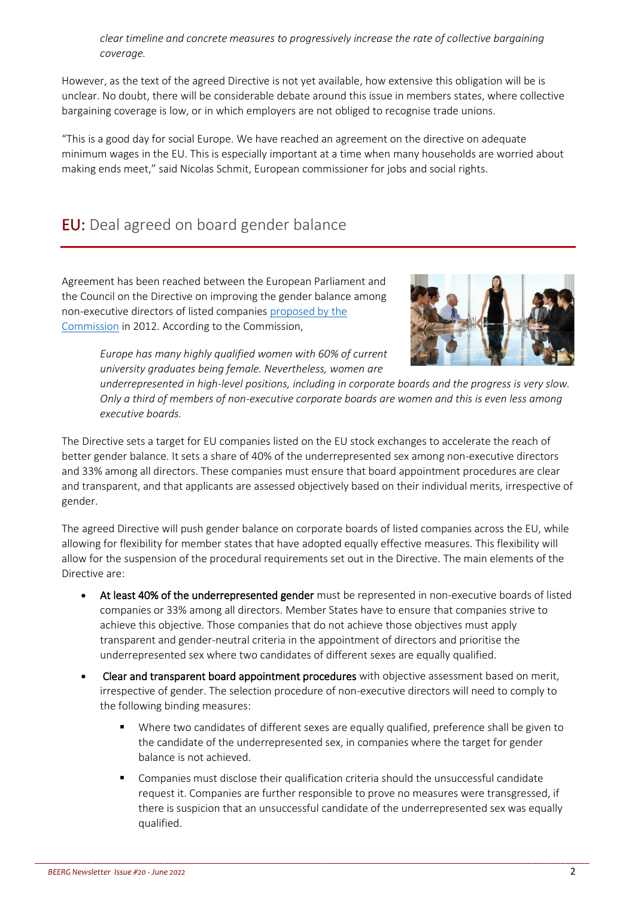*clear timeline and concrete measures to progressively increase the rate of collective bargaining coverage.*

However, as the text of the agreed Directive is not yet available, how extensive this obligation will be is unclear. No doubt, there will be considerable debate around this issue in members states, where collective bargaining coverage is low, or in which employers are not obliged to recognise trade unions.

"This is a good day for social Europe. We have reached an agreement on the directive on adequate minimum wages in the EU. This is especially important at a time when many households are worried about making ends meet," said Nicolas Schmit, European commissioner for jobs and social rights.

## EU: Deal agreed on board gender balance

Agreement has been reached between the European Parliament and the Council on the Directive on improving the gender balance among non-executive directors of listed companies proposed by the Commission in 2012. According to the Commission,

> *Europe has many highly qualified women with 60% of current university graduates being female. Nevertheless, women are underrepresented in high-level positions, including in corporate boards and the progress is very slow. Only a third of members of non-executive corporate boards are women and this is even less among executive boards.*

The Directive sets a target for EU companies listed on the EU stock exchanges to accelerate the reach of better gender balance. It sets a share of 40% of the underrepresented sex among non-executive directors and 33% among all directors. These companies must ensure that board appointment procedures are clear and transparent, and that applicants are assessed objectively based on their individual merits, irrespective of gender.

The agreed Directive will push gender balance on corporate boards of listed companies across the EU, while allowing for flexibility for member states that have adopted equally effective measures. This flexibility will allow for the suspension of the procedural requirements set out in the Directive. The main elements of the Directive are:

- **At least 40% of the underrepresented gender** must be represented in non-executive boards of listed companies or 33% among all directors. Member States have to ensure that companies strive to achieve this objective. Those companies that do not achieve those objectives must apply transparent and gender-neutral criteria in the appointment of directors and prioritise the underrepresented sex where two candidates of different sexes are equally qualified.
- **Clear and transparent board appointment procedures** with objective assessment based on merit, irrespective of gender. The selection procedure of non-executive directors will need to comply to the following binding measures:
  - Where two candidates of different sexes are equally qualified, preference shall be given to the candidate of the underrepresented sex, in companies where the target for gender balance is not achieved.
  - Companies must disclose their qualification criteria should the unsuccessful candidate request it. Companies are further responsible to prove no measures were transgressed, if there is suspicion that an unsuccessful candidate of the underrepresented sex was equally qualified.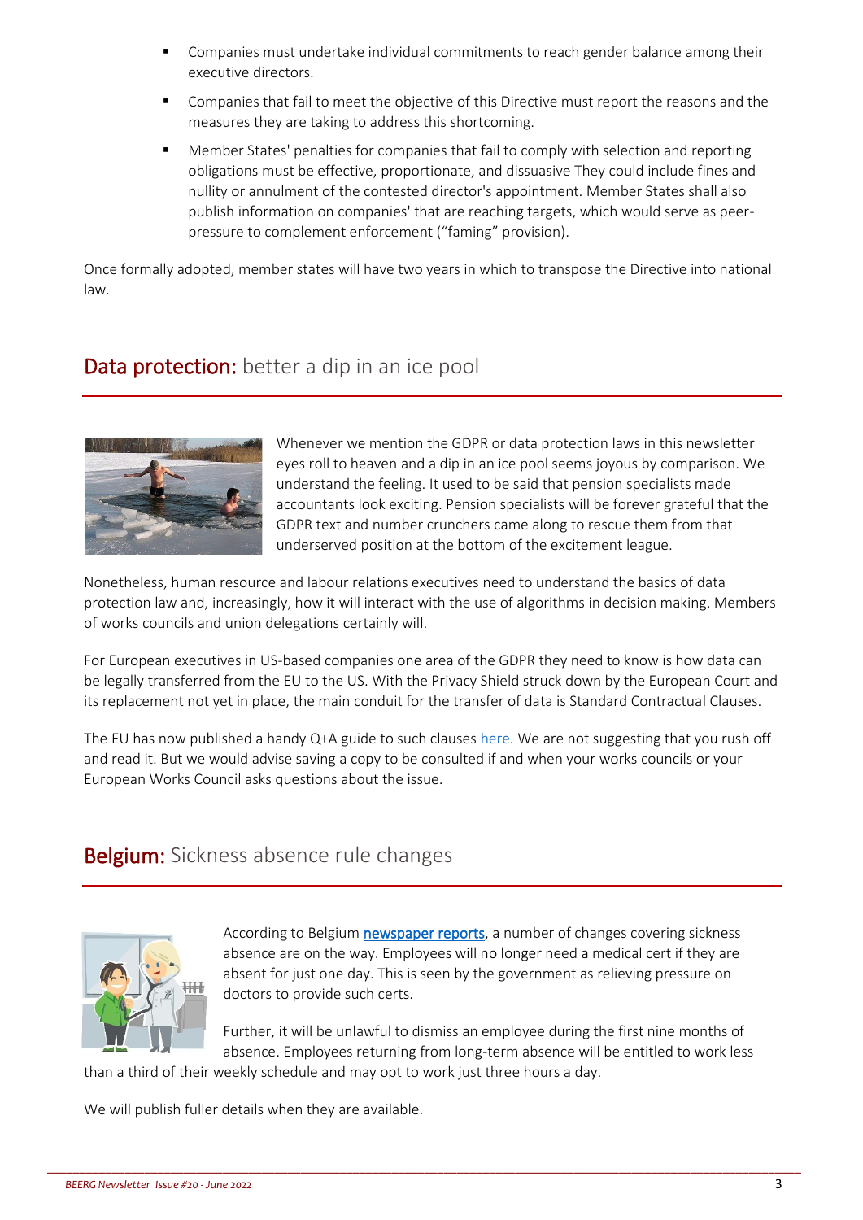- Companies must undertake individual commitments to reach gender balance among their executive directors.
- Companies that fail to meet the objective of this Directive must report the reasons and the measures they are taking to address this shortcoming.
- Member States' penalties for companies that fail to comply with selection and reporting obligations must be effective, proportionate, and dissuasive They could include fines and nullity or annulment of the contested director's appointment. Member States shall also publish information on companies' that are reaching targets, which would serve as peer-pressure to complement enforcement ("faming" provision).

Once formally adopted, member states will have two years in which to transpose the Directive into national law.

## Data protection: better a dip in an ice pool

Whenever we mention the GDPR or data protection laws in this newsletter eyes roll to heaven and a dip in an ice pool seems joyous by comparison. We understand the feeling. It used to be said that pension specialists made accountants look exciting. Pension specialists will be forever grateful that the GDPR text and number crunchers came along to rescue them from that underserved position at the bottom of the excitement league.

Nonetheless, human resource and labour relations executives need to understand the basics of data protection law and, increasingly, how it will interact with the use of algorithms in decision making. Members of works councils and union delegations certainly will.

For European executives in US-based companies one area of the GDPR they need to know is how data can be legally transferred from the EU to the US. With the Privacy Shield struck down by the European Court and its replacement not yet in place, the main conduit for the transfer of data is Standard Contractual Clauses.

The EU has now published a handy Q+A guide to such clauses here. We are not suggesting that you rush off and read it. But we would advise saving a copy to be consulted if and when your works councils or your European Works Council asks questions about the issue.

## Belgium: Sickness absence rule changes

According to Belgium **newspaper reports**, a number of changes covering sickness absence are on the way. Employees will no longer need a medical cert if they are absent for just one day. This is seen by the government as relieving pressure on doctors to provide such certs.

Further, it will be unlawful to dismiss an employee during the first nine months of absence. Employees returning from long-term absence will be entitled to work less than a third of their weekly schedule and may opt to work just three hours a day.

We will publish fuller details when they are available.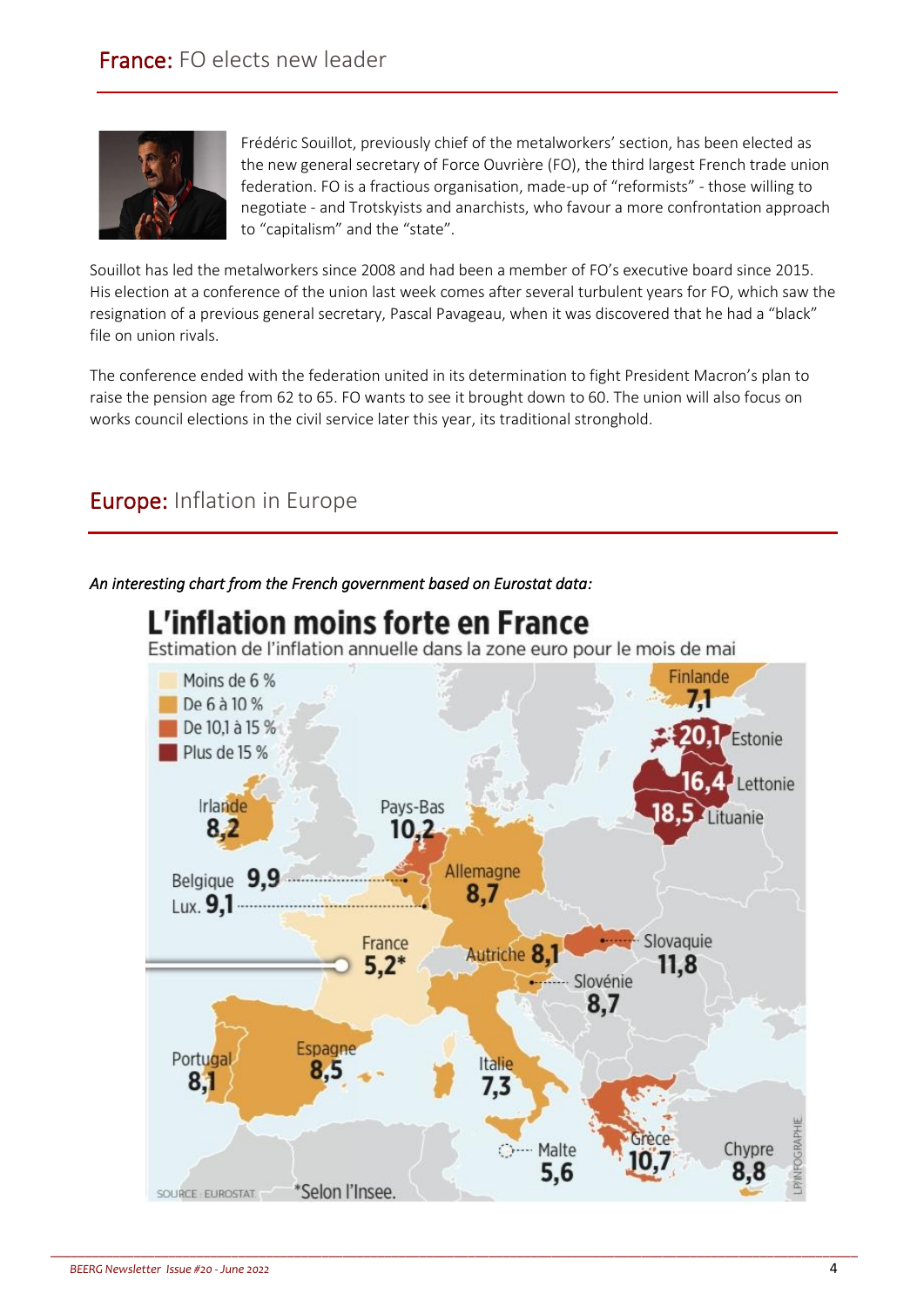## France: FO elects new leader

Frédéric Souillot, previously chief of the metalworkers' section, has been elected as the new general secretary of Force Ouvrière (FO), the third largest French trade union federation. FO is a fractious organisation, made-up of "reformists" - those willing to negotiate - and Trotskyists and anarchists, who favour a more confrontation approach to "capitalism" and the "state".

Souillot has led the metalworkers since 2008 and had been a member of FO's executive board since 2015. His election at a conference of the union last week comes after several turbulent years for FO, which saw the resignation of a previous general secretary, Pascal Pavageau, when it was discovered that he had a "black" file on union rivals.

The conference ended with the federation united in its determination to fight President Macron's plan to raise the pension age from 62 to 65. FO wants to see it brought down to 60. The union will also focus on works council elections in the civil service later this year, its traditional stronghold.

## Europe: Inflation in Europe

*An interesting chart from the French government based on Eurostat data:*

**L'inflation moins forte en France**

Estimation de l'inflation annuelle dans la zone euro pour le mois de mai

- Moins de 6 %
- De 6 à 10 %
- De 10,1 à 15 %
- Plus de 15 %

| Pays | Inflation (%) |
|---|---|
| Finlande | 7,1 |
| Estonie | 20,1 |
| Lettonie | 16,4 |
| Lituanie | 18,5 |
| Irlande | 8,2 |
| Pays-Bas | 10,2 |
| Belgique | 9,9 |
| Lux. | 9,1 |
| Allemagne | 8,7 |
| France | 5,2* |
| Autriche | 8,1 |
| Slovaquie | 11,8 |
| Slovénie | 8,7 |
| Portugal | 8,1 |
| Espagne | 8,5 |
| Italie | 7,3 |
| Malte | 5,6 |
| Grèce | 10,7 |
| Chypre | 8,8 |

SOURCE : EUROSTAT *Selon l'Insee.

LP/INFOGRAPHIE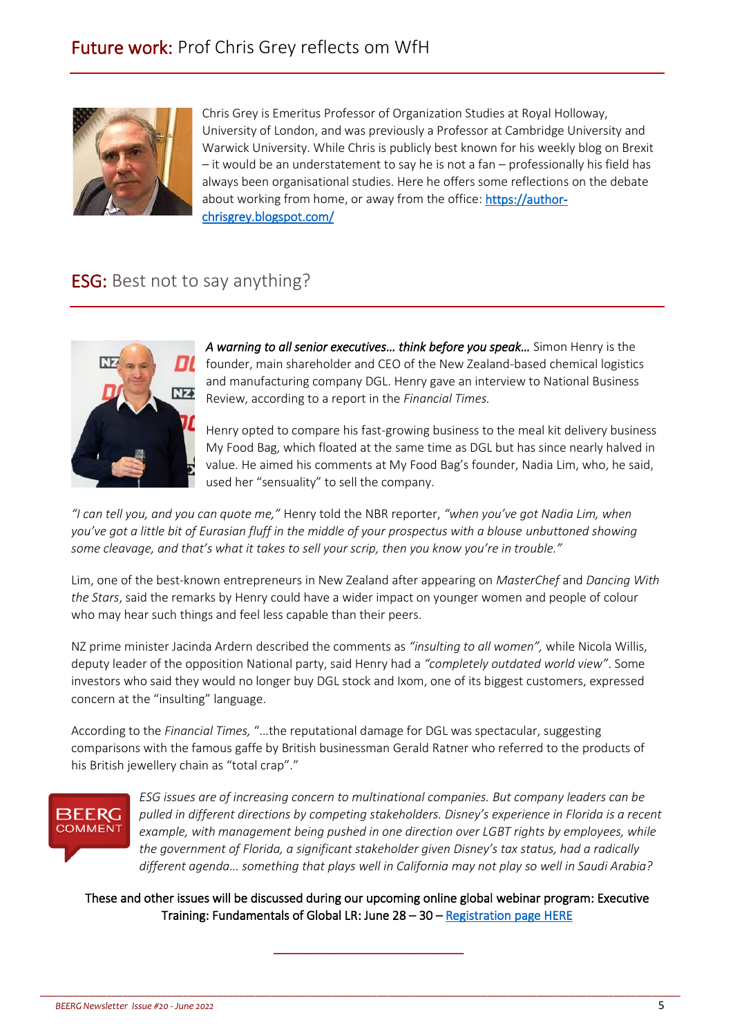## Future work: Prof Chris Grey reflects om WfH

Chris Grey is Emeritus Professor of Organization Studies at Royal Holloway, University of London, and was previously a Professor at Cambridge University and Warwick University. While Chris is publicly best known for his weekly blog on Brexit – it would be an understatement to say he is not a fan – professionally his field has always been organisational studies. Here he offers some reflections on the debate about working from home, or away from the office: [https://author-chrisgrey.blogspot.com/](https://author-chrisgrey.blogspot.com/)

## ESG: Best not to say anything?

***A warning to all senior executives… think before you speak…*** Simon Henry is the founder, main shareholder and CEO of the New Zealand-based chemical logistics and manufacturing company DGL. Henry gave an interview to National Business Review, according to a report in the *Financial Times.*

Henry opted to compare his fast-growing business to the meal kit delivery business My Food Bag, which floated at the same time as DGL but has since nearly halved in value. He aimed his comments at My Food Bag's founder, Nadia Lim, who, he said, used her "sensuality" to sell the company.

*"I can tell you, and you can quote me,"* Henry told the NBR reporter, *"when you've got Nadia Lim, when you've got a little bit of Eurasian fluff in the middle of your prospectus with a blouse unbuttoned showing some cleavage, and that's what it takes to sell your scrip, then you know you're in trouble."*

Lim, one of the best-known entrepreneurs in New Zealand after appearing on *MasterChef* and *Dancing With the Stars*, said the remarks by Henry could have a wider impact on younger women and people of colour who may hear such things and feel less capable than their peers.

NZ prime minister Jacinda Ardern described the comments as *"insulting to all women",* while Nicola Willis, deputy leader of the opposition National party, said Henry had a *"completely outdated world view"*. Some investors who said they would no longer buy DGL stock and Ixom, one of its biggest customers, expressed concern at the "insulting" language.

According to the *Financial Times,* "…the reputational damage for DGL was spectacular, suggesting comparisons with the famous gaffe by British businessman Gerald Ratner who referred to the products of his British jewellery chain as "total crap"."

**BEERG COMMENT**

*ESG issues are of increasing concern to multinational companies. But company leaders can be pulled in different directions by competing stakeholders. Disney's experience in Florida is a recent example, with management being pushed in one direction over LGBT rights by employees, while the government of Florida, a significant stakeholder given Disney's tax status, had a radically different agenda… something that plays well in California may not play so well in Saudi Arabia?*

These and other issues will be discussed during our upcoming online global webinar program: Executive Training: Fundamentals of Global LR: June 28 – 30 – [Registration page HERE]()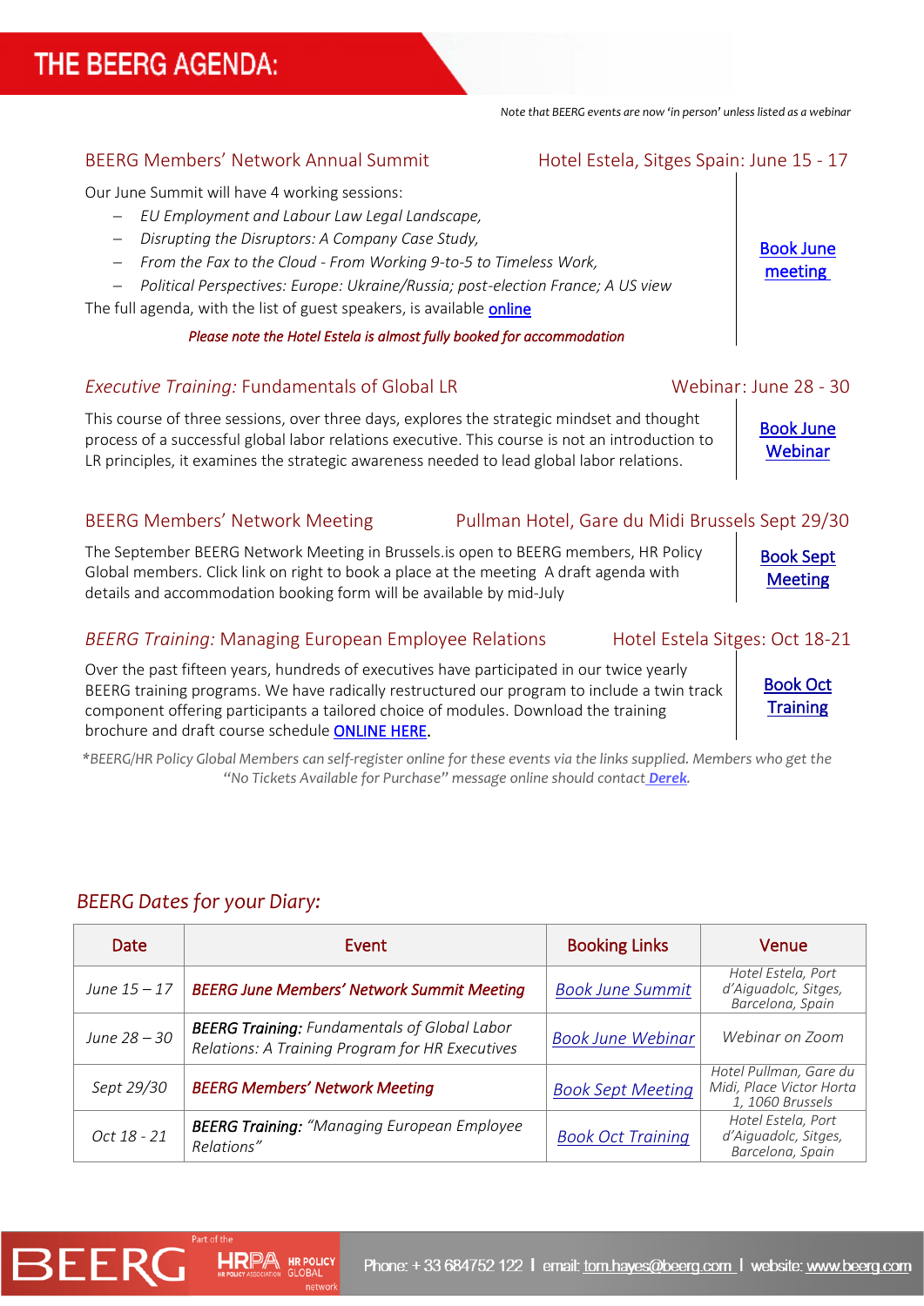# THE BEERG AGENDA:

*Note that BEERG events are now 'in person' unless listed as a webinar*

## BEERG Members' Network Annual Summit — Hotel Estela, Sitges Spain: June 15 - 17

Our June Summit will have 4 working sessions:

- *EU Employment and Labour Law Legal Landscape,*
- *Disrupting the Disruptors: A Company Case Study,*
- *From the Fax to the Cloud - From Working 9-to-5 to Timeless Work,*
- *Political Perspectives: Europe: Ukraine/Russia; post-election France; A US view*

The full agenda, with the list of guest speakers, is available online

***Please note the Hotel Estela is almost fully booked for accommodation***

Book June meeting

## *Executive Training:* Fundamentals of Global LR — Webinar: June 28 - 30

This course of three sessions, over three days, explores the strategic mindset and thought process of a successful global labor relations executive. This course is not an introduction to LR principles, it examines the strategic awareness needed to lead global labor relations.

Book June Webinar

## BEERG Members' Network Meeting — Pullman Hotel, Gare du Midi Brussels Sept 29/30

The September BEERG Network Meeting in Brussels.is open to BEERG members, HR Policy Global members. Click link on right to book a place at the meeting A draft agenda with details and accommodation booking form will be available by mid-July

Book Sept Meeting

## *BEERG Training:* Managing European Employee Relations — Hotel Estela Sitges: Oct 18-21

Over the past fifteen years, hundreds of executives have participated in our twice yearly BEERG training programs. We have radically restructured our program to include a twin track component offering participants a tailored choice of modules. Download the training brochure and draft course schedule ONLINE HERE.

Book Oct Training

*\*BEERG/HR Policy Global Members can self-register online for these events via the links supplied. Members who get the "No Tickets Available for Purchase" message online should contact Derek.*

## *BEERG Dates for your Diary:*

| Date | Event | Booking Links | Venue |
|---|---|---|---|
| *June 15 – 17* | ***BEERG June Members' Network Summit Meeting*** | *Book June Summit* | *Hotel Estela, Port d'Aiguadolc, Sitges, Barcelona, Spain* |
| *June 28 – 30* | ***BEERG Training:*** *Fundamentals of Global Labor Relations: A Training Program for HR Executives* | *Book June Webinar* | *Webinar on Zoom* |
| *Sept 29/30* | ***BEERG Members' Network Meeting*** | *Book Sept Meeting* | *Hotel Pullman, Gare du Midi, Place Victor Horta 1, 1060 Brussels* |
| *Oct 18 - 21* | ***BEERG Training:*** *"Managing European Employee Relations"* | *Book Oct Training* | *Hotel Estela, Port d'Aiguadolc, Sitges, Barcelona, Spain* |

BEERG — Part of the HRPA HR Policy Global network

Phone: + 33 684752 122 | email: tom.hayes@beerg.com | website: www.beerg.com